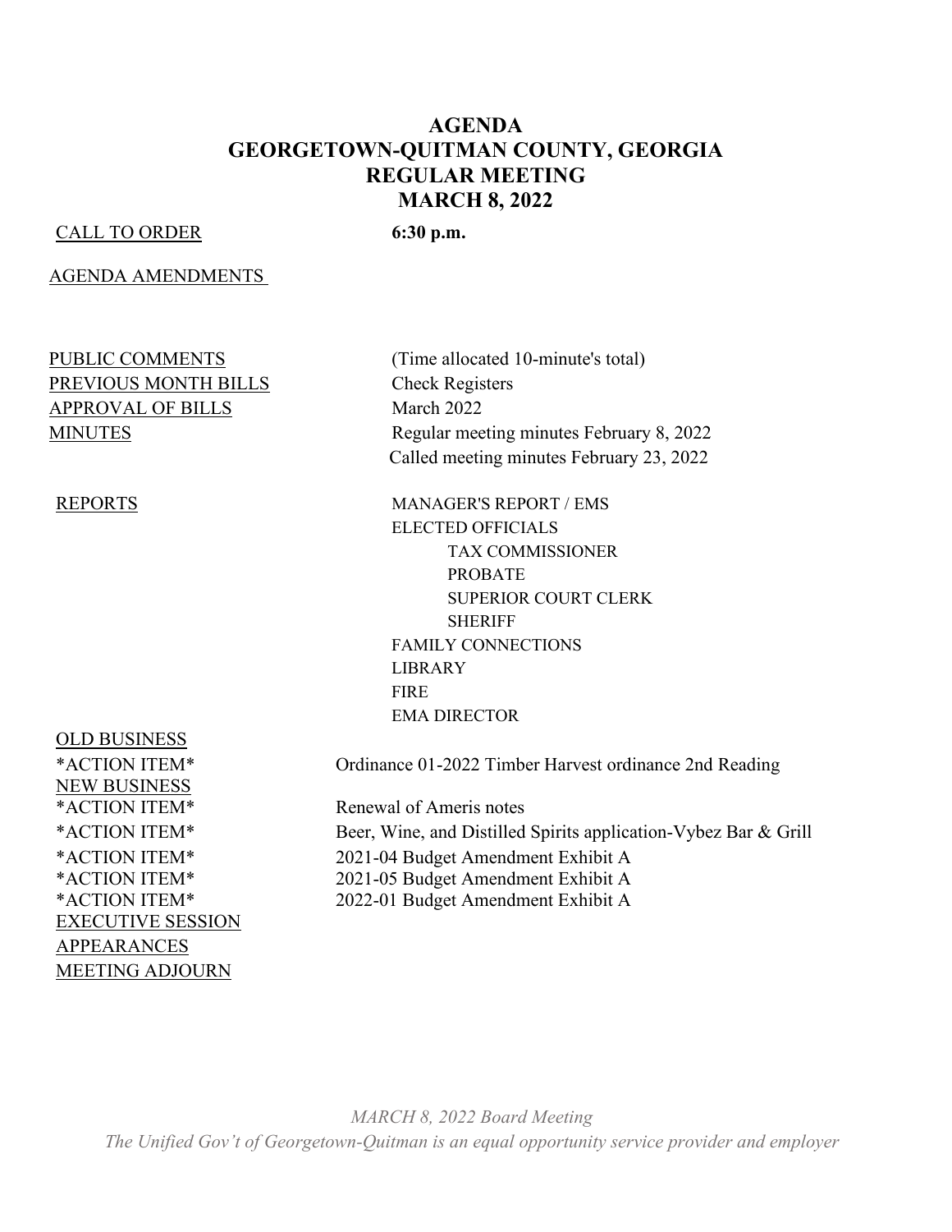# AGENDA
# GEORGETOWN-QUITMAN COUNTY, GEORGIA
## REGULAR MEETING
## MARCH 8, 2022

CALL TO ORDER **6:30 p.m.**

AGENDA AMENDMENTS

PUBLIC COMMENTS (Time allocated 10-minute's total)

PREVIOUS MONTH BILLS Check Registers

APPROVAL OF BILLS March 2022

MINUTES Regular meeting minutes February 8, 2022
Called meeting minutes February 23, 2022

REPORTS
- MANAGER'S REPORT / EMS
- ELECTED OFFICIALS
  - TAX COMMISSIONER
  - PROBATE
  - SUPERIOR COURT CLERK
  - SHERIFF
- FAMILY CONNECTIONS
- LIBRARY
- FIRE
- EMA DIRECTOR

OLD BUSINESS

*ACTION ITEM* Ordinance 01-2022 Timber Harvest ordinance 2nd Reading

NEW BUSINESS

*ACTION ITEM* Renewal of Ameris notes

*ACTION ITEM* Beer, Wine, and Distilled Spirits application-Vybez Bar & Grill

*ACTION ITEM* 2021-04 Budget Amendment Exhibit A

*ACTION ITEM* 2021-05 Budget Amendment Exhibit A

*ACTION ITEM* 2022-01 Budget Amendment Exhibit A

EXECUTIVE SESSION

APPEARANCES

MEETING ADJOURN

*MARCH 8, 2022 Board Meeting*
*The Unified Gov't of Georgetown-Quitman is an equal opportunity service provider and employer*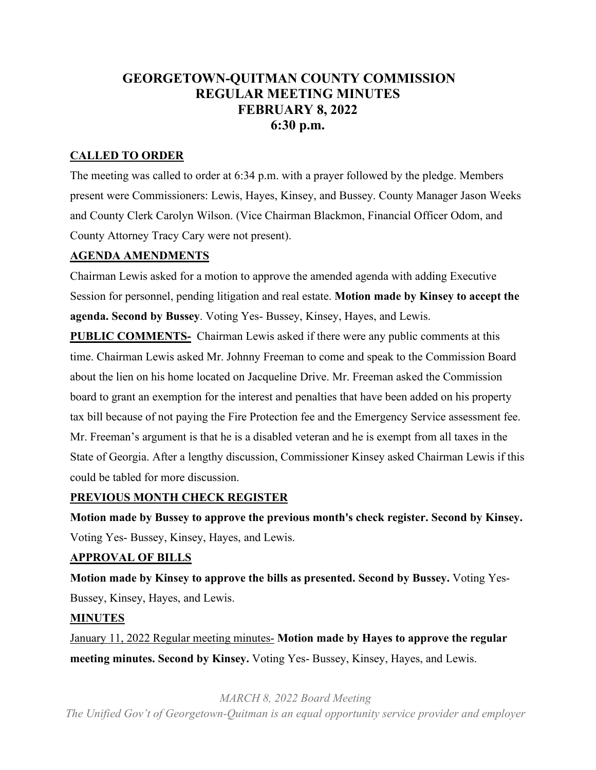# GEORGETOWN-QUITMAN COUNTY COMMISSION
# REGULAR MEETING MINUTES
# FEBRUARY 8, 2022
# 6:30 p.m.

## CALLED TO ORDER

The meeting was called to order at 6:34 p.m. with a prayer followed by the pledge. Members present were Commissioners: Lewis, Hayes, Kinsey, and Bussey. County Manager Jason Weeks and County Clerk Carolyn Wilson. (Vice Chairman Blackmon, Financial Officer Odom, and County Attorney Tracy Cary were not present).

## AGENDA AMENDMENTS

Chairman Lewis asked for a motion to approve the amended agenda with adding Executive Session for personnel, pending litigation and real estate. **Motion made by Kinsey to accept the agenda. Second by Bussey**. Voting Yes- Bussey, Kinsey, Hayes, and Lewis.

**PUBLIC COMMENTS-** Chairman Lewis asked if there were any public comments at this time. Chairman Lewis asked Mr. Johnny Freeman to come and speak to the Commission Board about the lien on his home located on Jacqueline Drive. Mr. Freeman asked the Commission board to grant an exemption for the interest and penalties that have been added on his property tax bill because of not paying the Fire Protection fee and the Emergency Service assessment fee. Mr. Freeman's argument is that he is a disabled veteran and he is exempt from all taxes in the State of Georgia. After a lengthy discussion, Commissioner Kinsey asked Chairman Lewis if this could be tabled for more discussion.

## PREVIOUS MONTH CHECK REGISTER

**Motion made by Bussey to approve the previous month's check register. Second by Kinsey.** Voting Yes- Bussey, Kinsey, Hayes, and Lewis.

## APPROVAL OF BILLS

**Motion made by Kinsey to approve the bills as presented. Second by Bussey.** Voting Yes- Bussey, Kinsey, Hayes, and Lewis.

## MINUTES

January 11, 2022 Regular meeting minutes- **Motion made by Hayes to approve the regular meeting minutes. Second by Kinsey.** Voting Yes- Bussey, Kinsey, Hayes, and Lewis.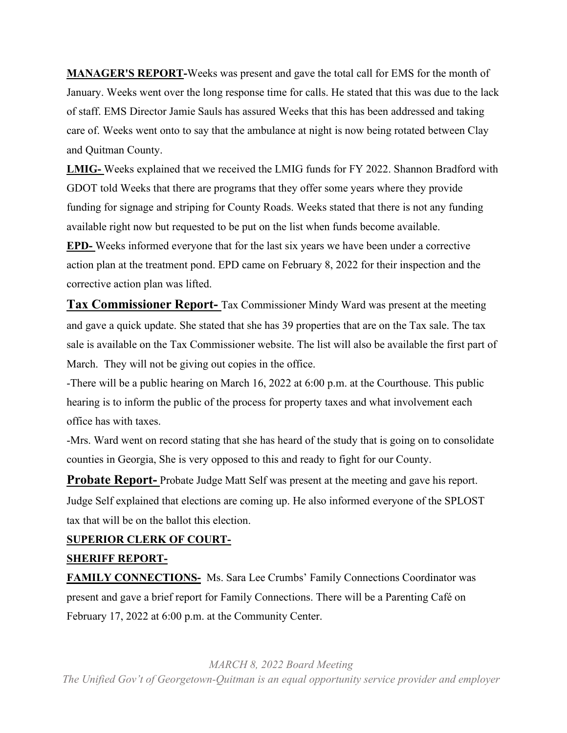**MANAGER'S REPORT-**Weeks was present and gave the total call for EMS for the month of January. Weeks went over the long response time for calls. He stated that this was due to the lack of staff. EMS Director Jamie Sauls has assured Weeks that this has been addressed and taking care of. Weeks went onto to say that the ambulance at night is now being rotated between Clay and Quitman County.

**LMIG-** Weeks explained that we received the LMIG funds for FY 2022. Shannon Bradford with GDOT told Weeks that there are programs that they offer some years where they provide funding for signage and striping for County Roads. Weeks stated that there is not any funding available right now but requested to be put on the list when funds become available.

**EPD-** Weeks informed everyone that for the last six years we have been under a corrective action plan at the treatment pond. EPD came on February 8, 2022 for their inspection and the corrective action plan was lifted.

**Tax Commissioner Report-** Tax Commissioner Mindy Ward was present at the meeting and gave a quick update. She stated that she has 39 properties that are on the Tax sale. The tax sale is available on the Tax Commissioner website. The list will also be available the first part of March. They will not be giving out copies in the office.

-There will be a public hearing on March 16, 2022 at 6:00 p.m. at the Courthouse. This public hearing is to inform the public of the process for property taxes and what involvement each office has with taxes.

-Mrs. Ward went on record stating that she has heard of the study that is going on to consolidate counties in Georgia, She is very opposed to this and ready to fight for our County.

**Probate Report-** Probate Judge Matt Self was present at the meeting and gave his report. Judge Self explained that elections are coming up. He also informed everyone of the SPLOST tax that will be on the ballot this election.

**SUPERIOR CLERK OF COURT-**

**SHERIFF REPORT-**

**FAMILY CONNECTIONS-** Ms. Sara Lee Crumbs' Family Connections Coordinator was present and gave a brief report for Family Connections. There will be a Parenting Café on February 17, 2022 at 6:00 p.m. at the Community Center.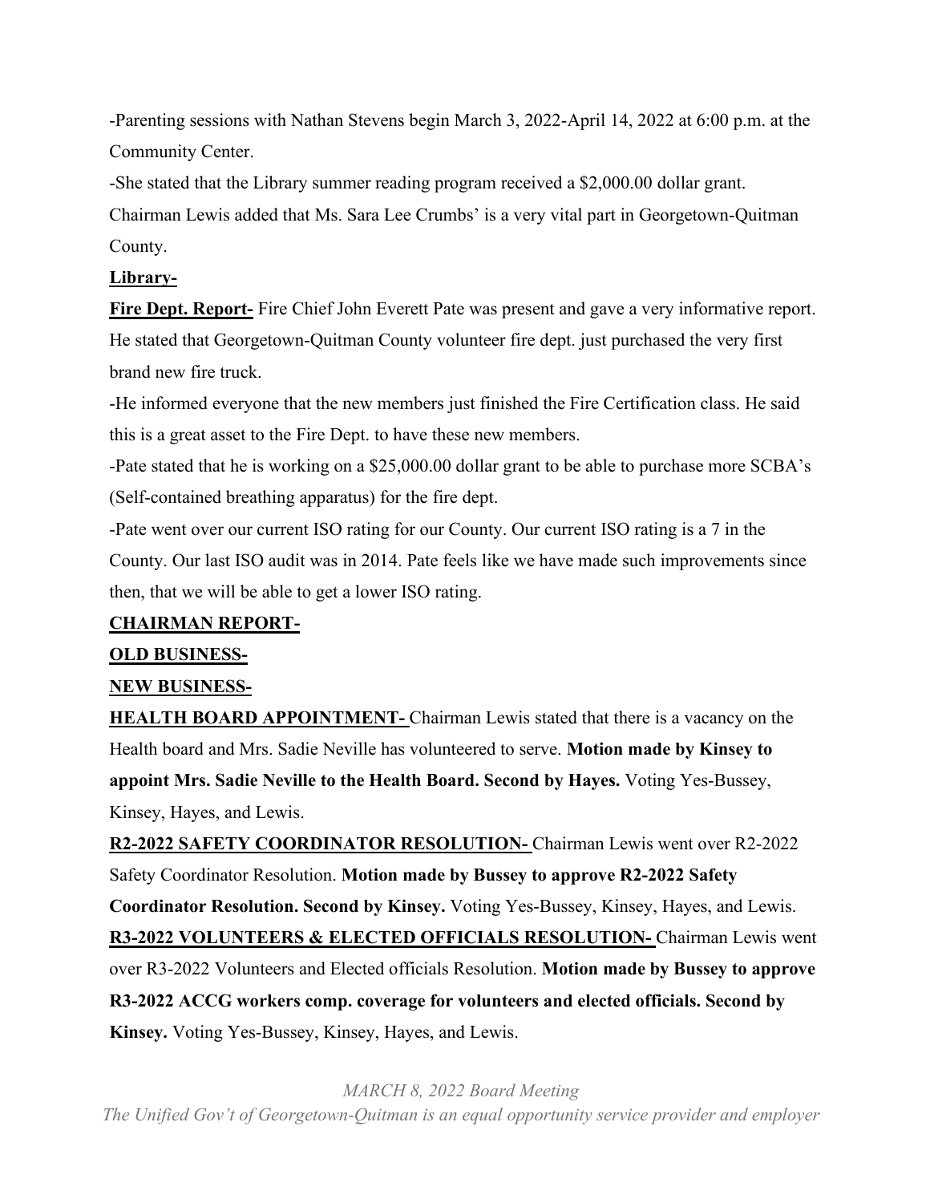-Parenting sessions with Nathan Stevens begin March 3, 2022-April 14, 2022 at 6:00 p.m. at the Community Center.

-She stated that the Library summer reading program received a $2,000.00 dollar grant.

Chairman Lewis added that Ms. Sara Lee Crumbs' is a very vital part in Georgetown-Quitman County.

**Library-**

**Fire Dept. Report-** Fire Chief John Everett Pate was present and gave a very informative report. He stated that Georgetown-Quitman County volunteer fire dept. just purchased the very first brand new fire truck.

-He informed everyone that the new members just finished the Fire Certification class. He said this is a great asset to the Fire Dept. to have these new members.

-Pate stated that he is working on a $25,000.00 dollar grant to be able to purchase more SCBA's (Self-contained breathing apparatus) for the fire dept.

-Pate went over our current ISO rating for our County. Our current ISO rating is a 7 in the County. Our last ISO audit was in 2014. Pate feels like we have made such improvements since then, that we will be able to get a lower ISO rating.

**CHAIRMAN REPORT-**

**OLD BUSINESS-**

**NEW BUSINESS-**

**HEALTH BOARD APPOINTMENT-** Chairman Lewis stated that there is a vacancy on the Health board and Mrs. Sadie Neville has volunteered to serve. **Motion made by Kinsey to appoint Mrs. Sadie Neville to the Health Board. Second by Hayes.** Voting Yes-Bussey, Kinsey, Hayes, and Lewis.

**R2-2022 SAFETY COORDINATOR RESOLUTION-** Chairman Lewis went over R2-2022 Safety Coordinator Resolution. **Motion made by Bussey to approve R2-2022 Safety Coordinator Resolution. Second by Kinsey.** Voting Yes-Bussey, Kinsey, Hayes, and Lewis.

**R3-2022 VOLUNTEERS & ELECTED OFFICIALS RESOLUTION-** Chairman Lewis went over R3-2022 Volunteers and Elected officials Resolution. **Motion made by Bussey to approve R3-2022 ACCG workers comp. coverage for volunteers and elected officials. Second by Kinsey.** Voting Yes-Bussey, Kinsey, Hayes, and Lewis.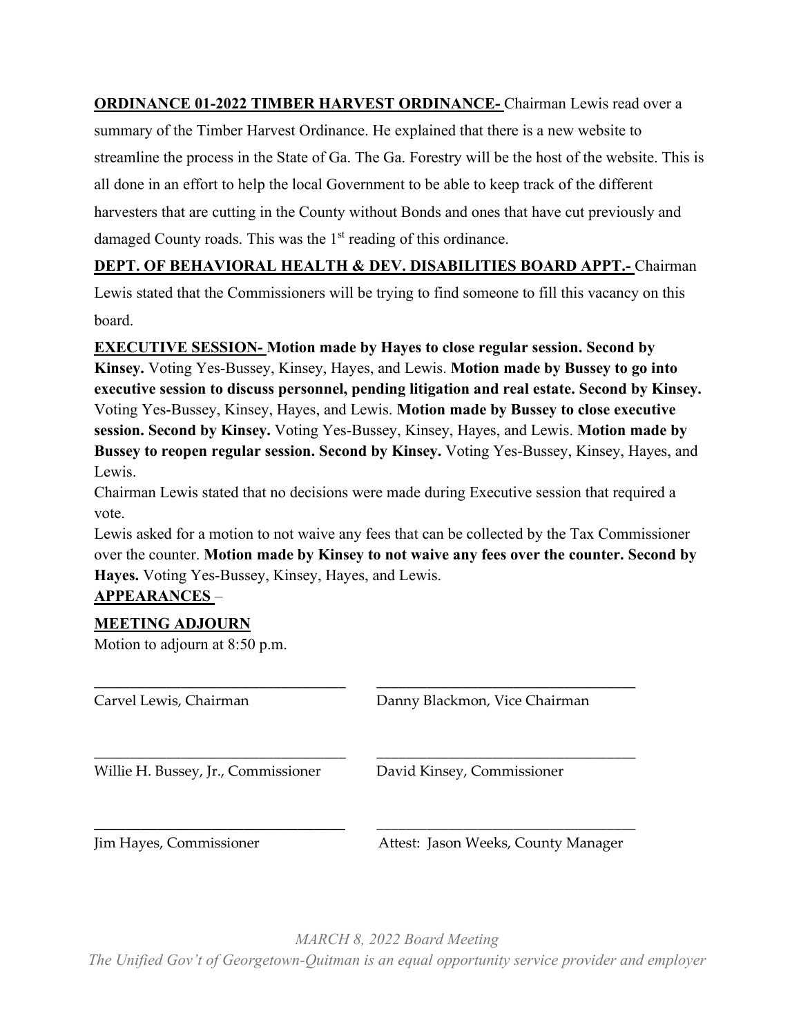**ORDINANCE 01-2022 TIMBER HARVEST ORDINANCE-** Chairman Lewis read over a summary of the Timber Harvest Ordinance. He explained that there is a new website to streamline the process in the State of Ga. The Ga. Forestry will be the host of the website. This is all done in an effort to help the local Government to be able to keep track of the different harvesters that are cutting in the County without Bonds and ones that have cut previously and damaged County roads. This was the 1st reading of this ordinance.

**DEPT. OF BEHAVIORAL HEALTH & DEV. DISABILITIES BOARD APPT.-** Chairman Lewis stated that the Commissioners will be trying to find someone to fill this vacancy on this board.

**EXECUTIVE SESSION- Motion made by Hayes to close regular session. Second by Kinsey.** Voting Yes-Bussey, Kinsey, Hayes, and Lewis. **Motion made by Bussey to go into executive session to discuss personnel, pending litigation and real estate. Second by Kinsey.** Voting Yes-Bussey, Kinsey, Hayes, and Lewis. **Motion made by Bussey to close executive session. Second by Kinsey.** Voting Yes-Bussey, Kinsey, Hayes, and Lewis. **Motion made by Bussey to reopen regular session. Second by Kinsey.** Voting Yes-Bussey, Kinsey, Hayes, and Lewis.

Chairman Lewis stated that no decisions were made during Executive session that required a vote.

Lewis asked for a motion to not waive any fees that can be collected by the Tax Commissioner over the counter. **Motion made by Kinsey to not waive any fees over the counter. Second by Hayes.** Voting Yes-Bussey, Kinsey, Hayes, and Lewis.

**APPEARANCES** –

**MEETING ADJOURN**

Motion to adjourn at 8:50 p.m.

| | |
|---|---|
| ______________________________ | ______________________________ |
| Carvel Lewis, Chairman | Danny Blackmon, Vice Chairman |
| ______________________________ | ______________________________ |
| Willie H. Bussey, Jr., Commissioner | David Kinsey, Commissioner |
| ______________________________ | ______________________________ |
| Jim Hayes, Commissioner | Attest: Jason Weeks, County Manager |

*MARCH 8, 2022 Board Meeting*

*The Unified Gov't of Georgetown-Quitman is an equal opportunity service provider and employer*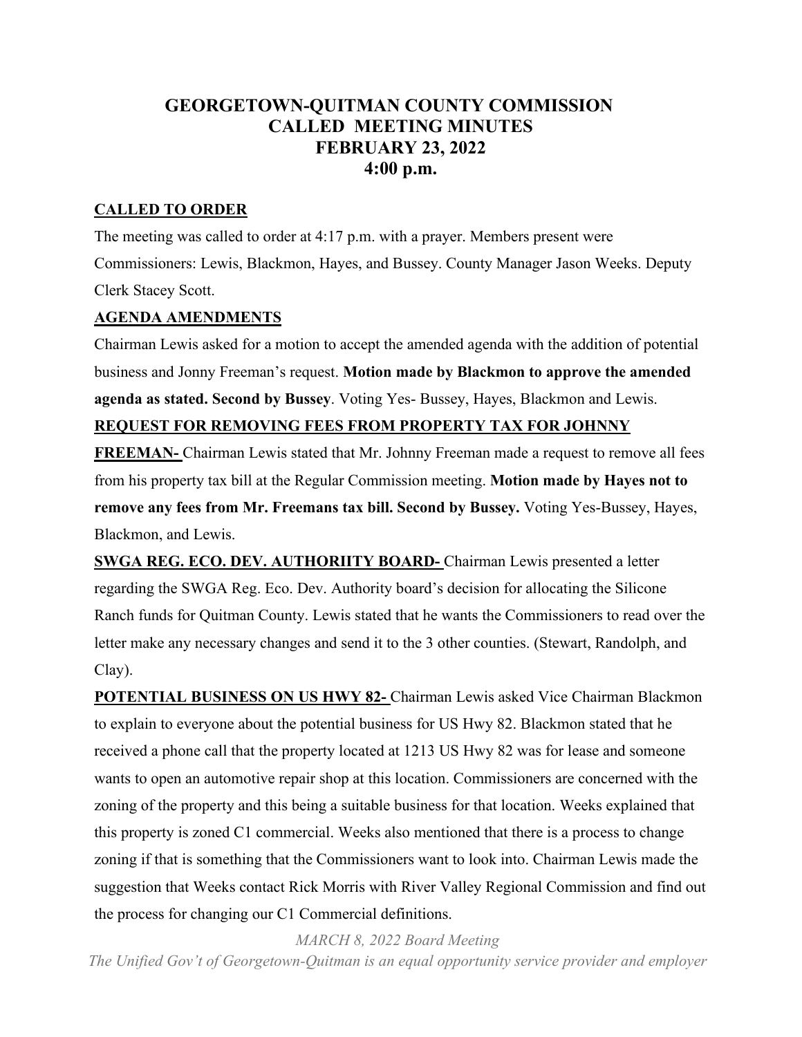# GEORGETOWN-QUITMAN COUNTY COMMISSION
# CALLED MEETING MINUTES
# FEBRUARY 23, 2022
# 4:00 p.m.

**CALLED TO ORDER**

The meeting was called to order at 4:17 p.m. with a prayer. Members present were Commissioners: Lewis, Blackmon, Hayes, and Bussey. County Manager Jason Weeks. Deputy Clerk Stacey Scott.

**AGENDA AMENDMENTS**

Chairman Lewis asked for a motion to accept the amended agenda with the addition of potential business and Jonny Freeman's request. **Motion made by Blackmon to approve the amended agenda as stated. Second by Bussey**. Voting Yes- Bussey, Hayes, Blackmon and Lewis.

**REQUEST FOR REMOVING FEES FROM PROPERTY TAX FOR JOHNNY FREEMAN-** Chairman Lewis stated that Mr. Johnny Freeman made a request to remove all fees from his property tax bill at the Regular Commission meeting. **Motion made by Hayes not to remove any fees from Mr. Freemans tax bill. Second by Bussey.** Voting Yes-Bussey, Hayes, Blackmon, and Lewis.

**SWGA REG. ECO. DEV. AUTHORIITY BOARD-** Chairman Lewis presented a letter regarding the SWGA Reg. Eco. Dev. Authority board's decision for allocating the Silicone Ranch funds for Quitman County. Lewis stated that he wants the Commissioners to read over the letter make any necessary changes and send it to the 3 other counties. (Stewart, Randolph, and Clay).

**POTENTIAL BUSINESS ON US HWY 82-** Chairman Lewis asked Vice Chairman Blackmon to explain to everyone about the potential business for US Hwy 82. Blackmon stated that he received a phone call that the property located at 1213 US Hwy 82 was for lease and someone wants to open an automotive repair shop at this location. Commissioners are concerned with the zoning of the property and this being a suitable business for that location. Weeks explained that this property is zoned C1 commercial. Weeks also mentioned that there is a process to change zoning if that is something that the Commissioners want to look into. Chairman Lewis made the suggestion that Weeks contact Rick Morris with River Valley Regional Commission and find out the process for changing our C1 Commercial definitions.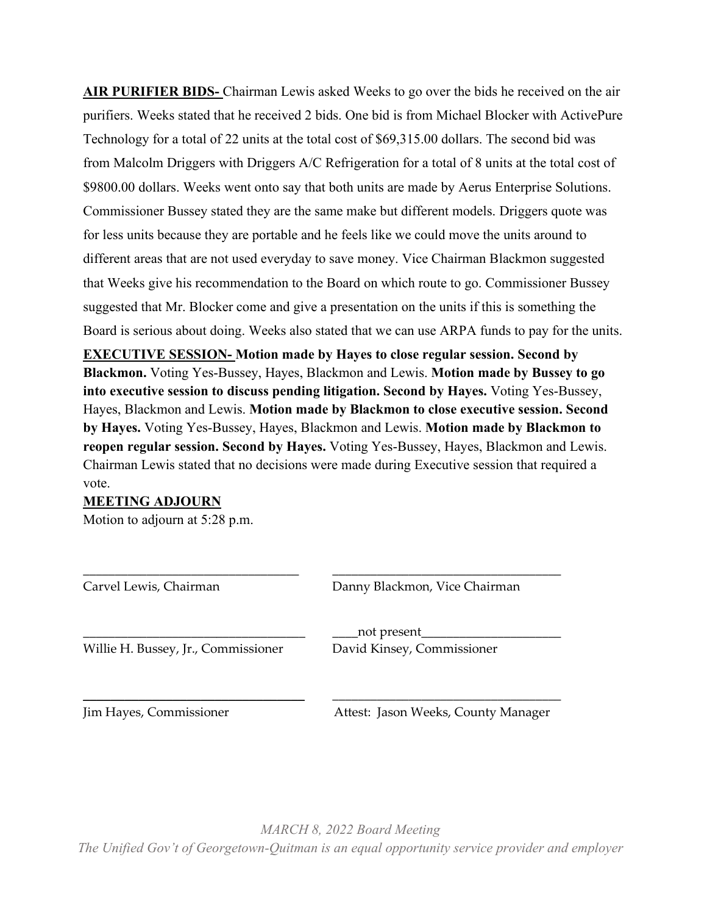**AIR PURIFIER BIDS-** Chairman Lewis asked Weeks to go over the bids he received on the air purifiers. Weeks stated that he received 2 bids. One bid is from Michael Blocker with ActivePure Technology for a total of 22 units at the total cost of $69,315.00 dollars. The second bid was from Malcolm Driggers with Driggers A/C Refrigeration for a total of 8 units at the total cost of $9800.00 dollars. Weeks went onto say that both units are made by Aerus Enterprise Solutions. Commissioner Bussey stated they are the same make but different models. Driggers quote was for less units because they are portable and he feels like we could move the units around to different areas that are not used everyday to save money. Vice Chairman Blackmon suggested that Weeks give his recommendation to the Board on which route to go. Commissioner Bussey suggested that Mr. Blocker come and give a presentation on the units if this is something the Board is serious about doing. Weeks also stated that we can use ARPA funds to pay for the units.

**EXECUTIVE SESSION- Motion made by Hayes to close regular session. Second by Blackmon.** Voting Yes-Bussey, Hayes, Blackmon and Lewis. **Motion made by Bussey to go into executive session to discuss pending litigation. Second by Hayes.** Voting Yes-Bussey, Hayes, Blackmon and Lewis. **Motion made by Blackmon to close executive session. Second by Hayes.** Voting Yes-Bussey, Hayes, Blackmon and Lewis. **Motion made by Blackmon to reopen regular session. Second by Hayes.** Voting Yes-Bussey, Hayes, Blackmon and Lewis. Chairman Lewis stated that no decisions were made during Executive session that required a vote.

**MEETING ADJOURN**

Motion to adjourn at 5:28 p.m.

\_\_\_\_\_\_\_\_\_\_\_\_\_\_\_\_\_\_\_\_\_\_\_\_\_\_\_\_\_\_\_\_ Carvel Lewis, Chairman

\_\_\_\_\_\_\_\_\_\_\_\_\_\_\_\_\_\_\_\_\_\_\_\_\_\_\_\_\_\_\_\_ Danny Blackmon, Vice Chairman

\_\_\_\_\_\_\_\_\_\_\_\_\_\_\_\_\_\_\_\_\_\_\_\_\_\_\_\_\_\_\_\_ Willie H. Bussey, Jr., Commissioner

\_\_\_\_not present\_\_\_\_\_\_\_\_\_\_\_\_\_\_\_\_\_\_\_\_ David Kinsey, Commissioner

\_\_\_\_\_\_\_\_\_\_\_\_\_\_\_\_\_\_\_\_\_\_\_\_\_\_\_\_\_\_\_\_ Jim Hayes, Commissioner

\_\_\_\_\_\_\_\_\_\_\_\_\_\_\_\_\_\_\_\_\_\_\_\_\_\_\_\_\_\_\_\_ Attest: Jason Weeks, County Manager